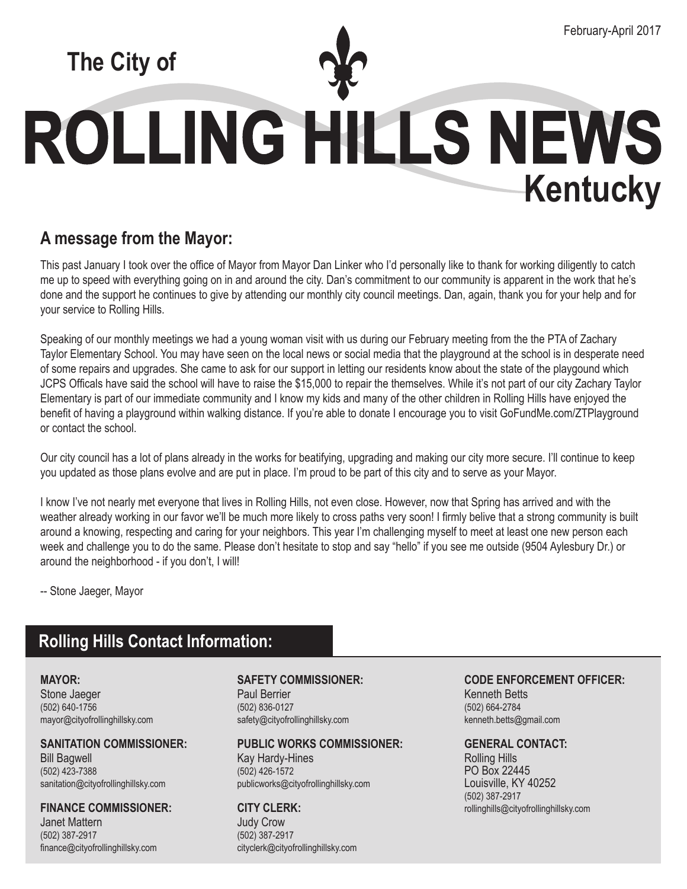February-April 2017

# The City of ROLLING HILLS NEWS Kentucky

## A message from the Mayor:

This past January I took over the office of Mayor from Mayor Dan Linker who I'd personally like to thank for working diligently to catch me up to speed with everything going on in and around the city. Dan's commitment to our community is apparent in the work that he's done and the support he continues to give by attending our monthly city council meetings. Dan, again, thank you for your help and for your service to Rolling Hills.

Speaking of our monthly meetings we had a young woman visit with us during our February meeting from the the PTA of Zachary Taylor Elementary School. You may have seen on the local news or social media that the playground at the school is in desperate need of some repairs and upgrades. She came to ask for our support in letting our residents know about the state of the playgound which JCPS Officals have said the school will have to raise the $15,000 to repair the themselves. While it's not part of our city Zachary Taylor Elementary is part of our immediate community and I know my kids and many of the other children in Rolling Hills have enjoyed the benefit of having a playground within walking distance. If you're able to donate I encourage you to visit GoFundMe.com/ZTPlayground or contact the school.

Our city council has a lot of plans already in the works for beatifying, upgrading and making our city more secure. I'll continue to keep you updated as those plans evolve and are put in place. I'm proud to be part of this city and to serve as your Mayor.

I know I've not nearly met everyone that lives in Rolling Hills, not even close. However, now that Spring has arrived and with the weather already working in our favor we'll be much more likely to cross paths very soon! I firmly belive that a strong community is built around a knowing, respecting and caring for your neighbors. This year I'm challenging myself to meet at least one new person each week and challenge you to do the same. Please don't hesitate to stop and say "hello" if you see me outside (9504 Aylesbury Dr.) or around the neighborhood - if you don't, I will!

-- Stone Jaeger, Mayor

## Rolling Hills Contact Information:

**MAYOR:**
Stone Jaeger
(502) 640-1756
mayor@cityofrollinghillsky.com

**SANITATION COMMISSIONER:**
Bill Bagwell
(502) 423-7388
sanitation@cityofrollinghillsky.com

**FINANCE COMMISSIONER:**
Janet Mattern
(502) 387-2917
finance@cityofrollinghillsky.com

**SAFETY COMMISSIONER:**
Paul Berrier
(502) 836-0127
safety@cityofrollinghillsky.com

**PUBLIC WORKS COMMISSIONER:**
Kay Hardy-Hines
(502) 426-1572
publicworks@cityofrollinghillsky.com

**CITY CLERK:**
Judy Crow
(502) 387-2917
cityclerk@cityofrollinghillsky.com

**CODE ENFORCEMENT OFFICER:**
Kenneth Betts
(502) 664-2784
kenneth.betts@gmail.com

**GENERAL CONTACT:**
Rolling Hills
PO Box 22445
Louisville, KY 40252
(502) 387-2917
rollinghills@cityofrollinghillsky.com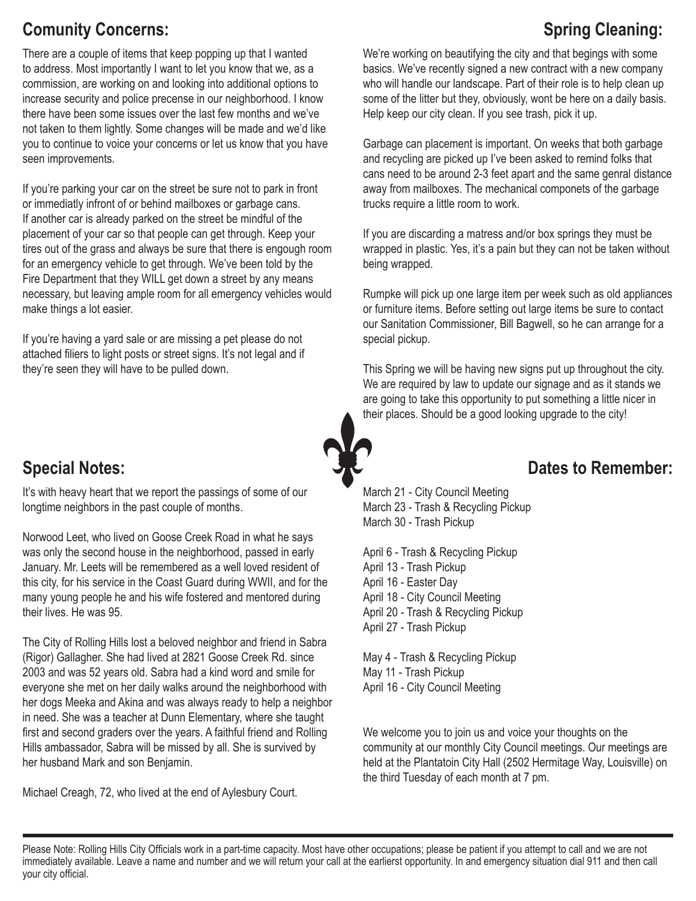## Comunity Concerns:

There are a couple of items that keep popping up that I wanted to address. Most importantly I want to let you know that we, as a commission, are working on and looking into additional options to increase security and police precense in our neighborhood. I know there have been some issues over the last few months and we've not taken to them lightly. Some changes will be made and we'd like you to continue to voice your concerns or let us know that you have seen improvements.

If you're parking your car on the street be sure not to park in front or immediatly infront of or behind mailboxes or garbage cans. If another car is already parked on the street be mindful of the placement of your car so that people can get through. Keep your tires out of the grass and always be sure that there is engough room for an emergency vehicle to get through. We've been told by the Fire Department that they WILL get down a street by any means necessary, but leaving ample room for all emergency vehicles would make things a lot easier.

If you're having a yard sale or are missing a pet please do not attached filiers to light posts or street signs. It's not legal and if they're seen they will have to be pulled down.

## Spring Cleaning:

We're working on beautifying the city and that begings with some basics. We've recently signed a new contract with a new company who will handle our landscape. Part of their role is to help clean up some of the litter but they, obviously, wont be here on a daily basis. Help keep our city clean. If you see trash, pick it up.

Garbage can placement is important. On weeks that both garbage and recycling are picked up I've been asked to remind folks that cans need to be around 2-3 feet apart and the same genral distance away from mailboxes. The mechanical componets of the garbage trucks require a little room to work.

If you are discarding a matress and/or box springs they must be wrapped in plastic. Yes, it's a pain but they can not be taken without being wrapped.

Rumpke will pick up one large item per week such as old appliances or furniture items. Before setting out large items be sure to contact our Sanitation Commissioner, Bill Bagwell, so he can arrange for a special pickup.

This Spring we will be having new signs put up throughout the city. We are required by law to update our signage and as it stands we are going to take this opportunity to put something a little nicer in their places. Should be a good looking upgrade to the city!

## Special Notes:

It's with heavy heart that we report the passings of some of our longtime neighbors in the past couple of months.

Norwood Leet, who lived on Goose Creek Road in what he says was only the second house in the neighborhood, passed in early January. Mr. Leets will be remembered as a well loved resident of this city, for his service in the Coast Guard during WWII, and for the many young people he and his wife fostered and mentored during their lives. He was 95.

The City of Rolling Hills lost a beloved neighbor and friend in Sabra (Rigor) Gallagher. She had lived at 2821 Goose Creek Rd. since 2003 and was 52 years old. Sabra had a kind word and smile for everyone she met on her daily walks around the neighborhood with her dogs Meeka and Akina and was always ready to help a neighbor in need. She was a teacher at Dunn Elementary, where she taught first and second graders over the years. A faithful friend and Rolling Hills ambassador, Sabra will be missed by all. She is survived by her husband Mark and son Benjamin.

Michael Creagh, 72, who lived at the end of Aylesbury Court.

## Dates to Remember:

March 21 - City Council Meeting
March 23 - Trash & Recycling Pickup
March 30 - Trash Pickup

April 6 - Trash & Recycling Pickup
April 13 - Trash Pickup
April 16 - Easter Day
April 18 - City Council Meeting
April 20 - Trash & Recycling Pickup
April 27 - Trash Pickup

May 4 - Trash & Recycling Pickup
May 11 - Trash Pickup
April 16 - City Council Meeting

We welcome you to join us and voice your thoughts on the community at our monthly City Council meetings. Our meetings are held at the Plantatoin City Hall (2502 Hermitage Way, Louisville) on the third Tuesday of each month at 7 pm.

---

Please Note: Rolling Hills City Officials work in a part-time capacity. Most have other occupations; please be patient if you attempt to call and we are not immediately available. Leave a name and number and we will return your call at the earlierst opportunity. In and emergency situation dial 911 and then call your city official.